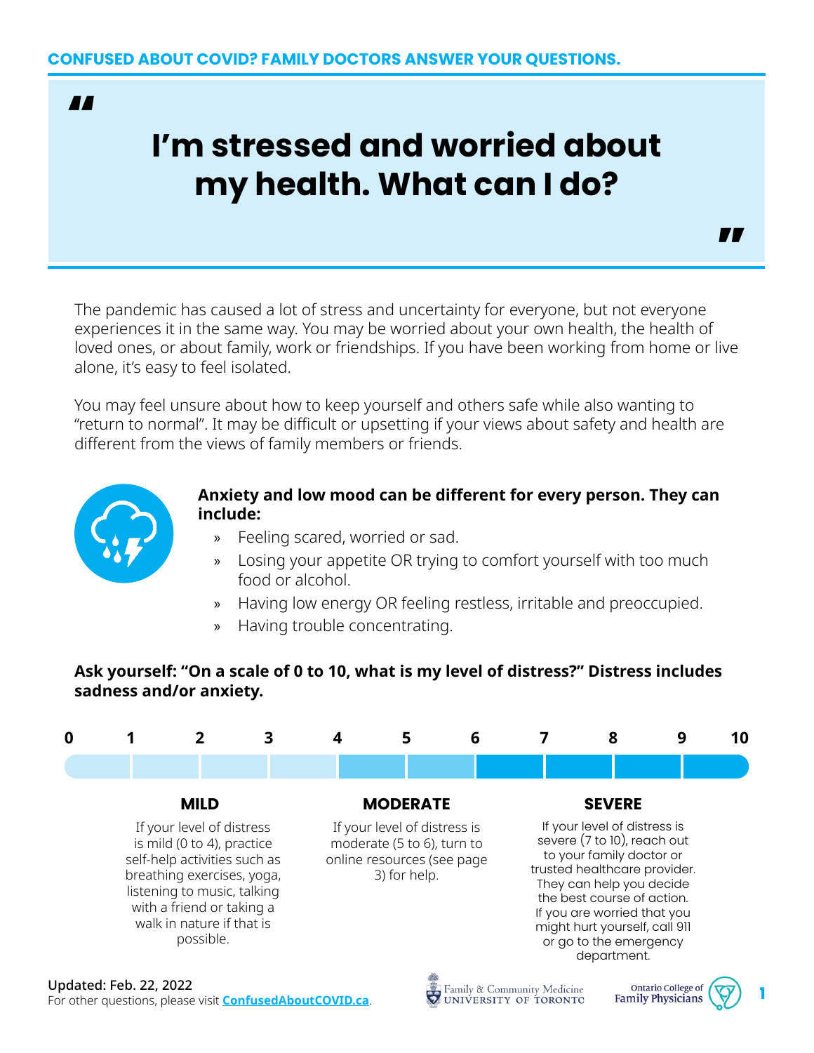CONFUSED ABOUT COVID? FAMILY DOCTORS ANSWER YOUR QUESTIONS.

# "I'm stressed and worried about my health. What can I do?"

The pandemic has caused a lot of stress and uncertainty for everyone, but not everyone experiences it in the same way. You may be worried about your own health, the health of loved ones, or about family, work or friendships. If you have been working from home or live alone, it's easy to feel isolated.

You may feel unsure about how to keep yourself and others safe while also wanting to "return to normal". It may be difficult or upsetting if your views about safety and health are different from the views of family members or friends.

**Anxiety and low mood can be different for every person. They can include:**

- Feeling scared, worried or sad.
- Losing your appetite OR trying to comfort yourself with too much food or alcohol.
- Having low energy OR feeling restless, irritable and preoccupied.
- Having trouble concentrating.

**Ask yourself: "On a scale of 0 to 10, what is my level of distress?" Distress includes sadness and/or anxiety.**

0 1 2 3 4 5 6 7 8 9 10

### MILD

If your level of distress is mild (0 to 4), practice self-help activities such as breathing exercises, yoga, listening to music, talking with a friend or taking a walk in nature if that is possible.

### MODERATE

If your level of distress is moderate (5 to 6), turn to online resources (see page 3) for help.

### SEVERE

If your level of distress is severe (7 to 10), reach out to your family doctor or trusted healthcare provider. They can help you decide the best course of action. If you are worried that you might hurt yourself, call 911 or go to the emergency department.

**Updated: Feb. 22, 2022**
For other questions, please visit **ConfusedAboutCOVID.ca**.

Family & Community Medicine, University of Toronto · Ontario College of Family Physicians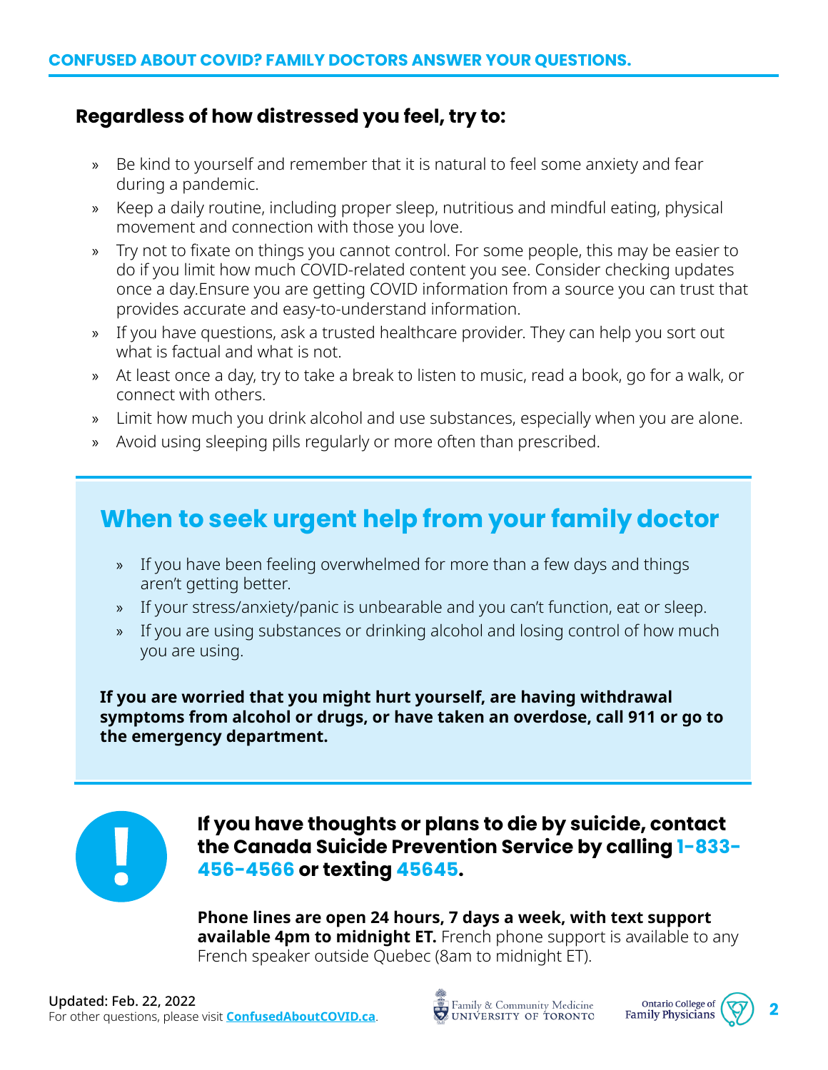## Regardless of how distressed you feel, try to:

- Be kind to yourself and remember that it is natural to feel some anxiety and fear during a pandemic.
- Keep a daily routine, including proper sleep, nutritious and mindful eating, physical movement and connection with those you love.
- Try not to fixate on things you cannot control. For some people, this may be easier to do if you limit how much COVID-related content you see. Consider checking updates once a day.Ensure you are getting COVID information from a source you can trust that provides accurate and easy-to-understand information.
- If you have questions, ask a trusted healthcare provider. They can help you sort out what is factual and what is not.
- At least once a day, try to take a break to listen to music, read a book, go for a walk, or connect with others.
- Limit how much you drink alcohol and use substances, especially when you are alone.
- Avoid using sleeping pills regularly or more often than prescribed.

## When to seek urgent help from your family doctor

- If you have been feeling overwhelmed for more than a few days and things aren't getting better.
- If your stress/anxiety/panic is unbearable and you can't function, eat or sleep.
- If you are using substances or drinking alcohol and losing control of how much you are using.

**If you are worried that you might hurt yourself, are having withdrawal symptoms from alcohol or drugs, or have taken an overdose, call 911 or go to the emergency department.**

**If you have thoughts or plans to die by suicide, contact the Canada Suicide Prevention Service by calling 1-833-456-4566 or texting 45645.**

**Phone lines are open 24 hours, 7 days a week, with text support available 4pm to midnight ET.** French phone support is available to any French speaker outside Quebec (8am to midnight ET).

Updated: Feb. 22, 2022
For other questions, please visit **ConfusedAboutCOVID.ca**.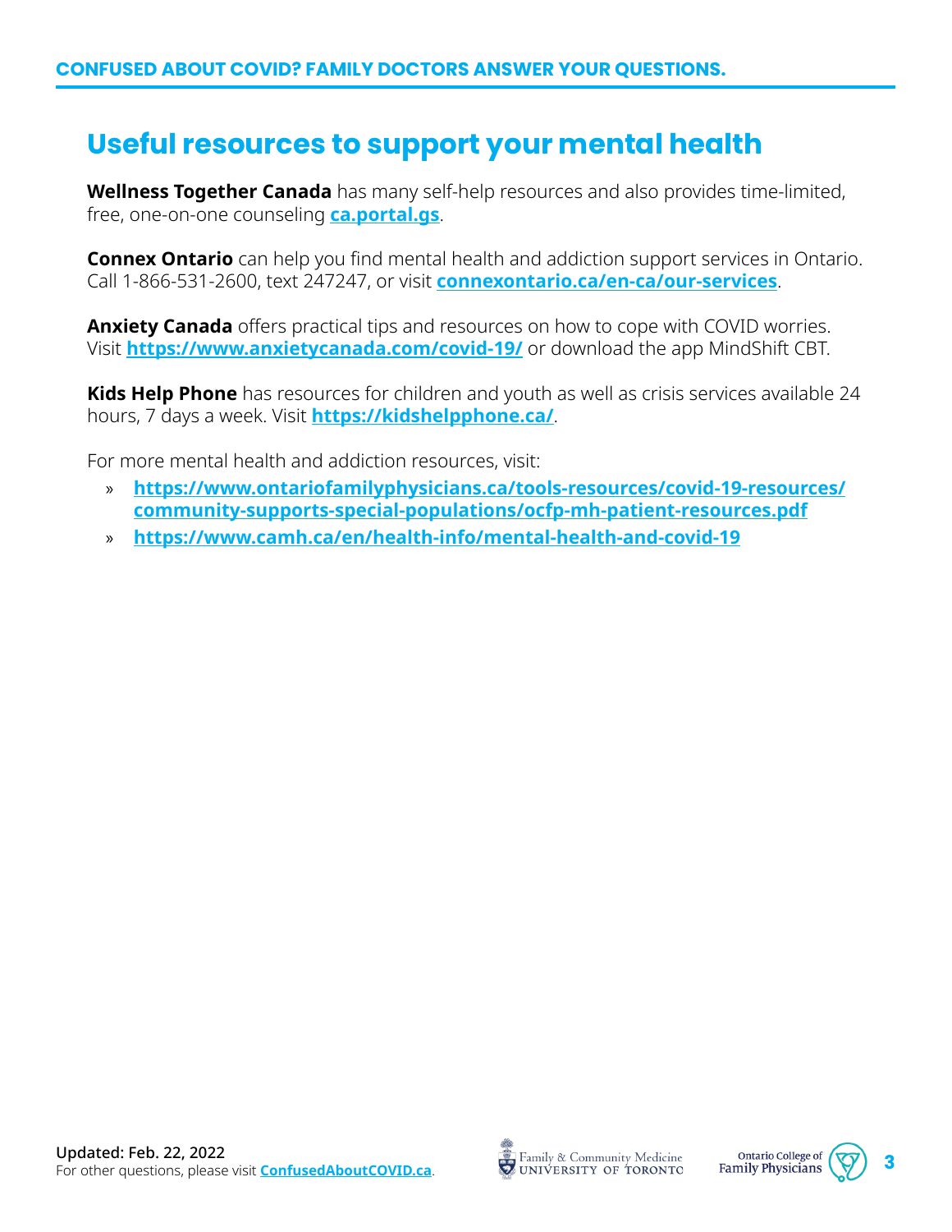## Useful resources to support your mental health

**Wellness Together Canada** has many self-help resources and also provides time-limited, free, one-on-one counseling **ca.portal.gs**.

**Connex Ontario** can help you find mental health and addiction support services in Ontario. Call 1-866-531-2600, text 247247, or visit **connexontario.ca/en-ca/our-services**.

**Anxiety Canada** offers practical tips and resources on how to cope with COVID worries. Visit **https://www.anxietycanada.com/covid-19/** or download the app MindShift CBT.

**Kids Help Phone** has resources for children and youth as well as crisis services available 24 hours, 7 days a week. Visit **https://kidshelpphone.ca/**.

For more mental health and addiction resources, visit:

- **https://www.ontariofamilyphysicians.ca/tools-resources/covid-19-resources/community-supports-special-populations/ocfp-mh-patient-resources.pdf**
- **https://www.camh.ca/en/health-info/mental-health-and-covid-19**

Updated: Feb. 22, 2022
For other questions, please visit **ConfusedAboutCOVID.ca**.